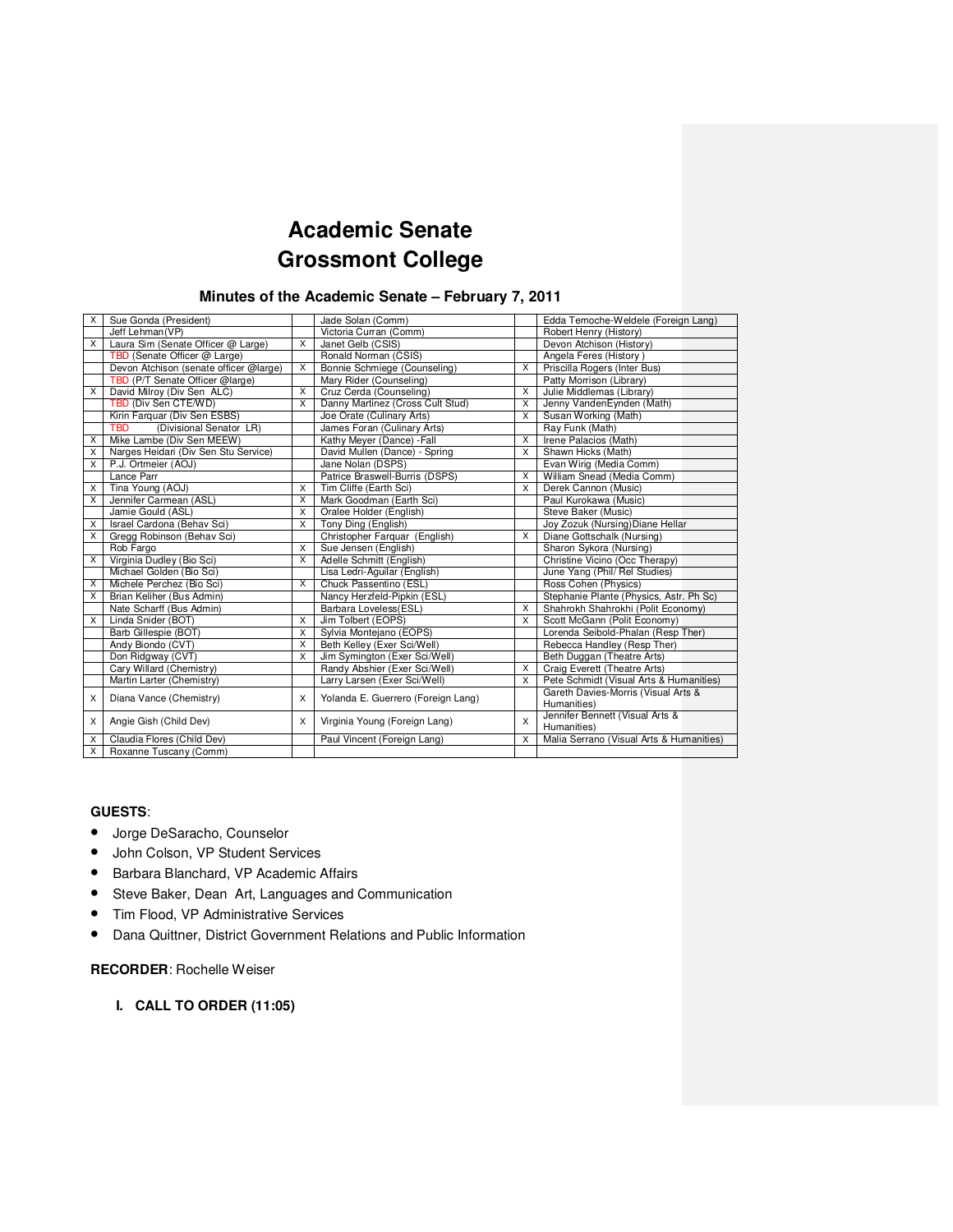# Academic Senate
# Grossmont College

### Minutes of the Academic Senate – February 7, 2011

| | | | | | |
|---|---|---|---|---|---|
| X | Sue Gonda (President) | | Jade Solan (Comm) | | Edda Temoche-Weldele (Foreign Lang) |
| | Jeff Lehman(VP) | | Victoria Curran (Comm) | | Robert Henry (History) |
| X | Laura Sim (Senate Officer @ Large) | X | Janet Gelb (CSIS) | | Devon Atchison (History) |
| | TBD (Senate Officer @ Large) | | Ronald Norman (CSIS) | | Angela Feres (History ) |
| | Devon Atchison (senate officer @large) | X | Bonnie Schmiege (Counseling) | X | Priscilla Rogers (Inter Bus) |
| | TBD (P/T Senate Officer @large) | | Mary Rider (Counseling) | | Patty Morrison (Library) |
| X | David Milroy (Div Sen ALC) | X | Cruz Cerda (Counseling) | X | Julie Middlemas (Library) |
| | TBD (Div Sen CTE/WD) | X | Danny Martinez (Cross Cult Stud) | X | Jenny VandenEynden (Math) |
| | Kirin Farquar (Div Sen ESBS) | | Joe Orate (Culinary Arts) | X | Susan Working (Math) |
| | TBD (Divisional Senator LR) | | James Foran (Culinary Arts) | | Ray Funk (Math) |
| X | Mike Lambe (Div Sen MEEW) | | Kathy Meyer (Dance) -Fall | X | Irene Palacios (Math) |
| X | Narges Heidari (Div Sen Stu Service) | | David Mullen (Dance) - Spring | X | Shawn Hicks (Math) |
| X | P.J. Ortmeier (AOJ) | | Jane Nolan (DSPS) | | Evan Wirig (Media Comm) |
| | Lance Parr | | Patrice Braswell-Burris (DSPS) | X | William Snead (Media Comm) |
| X | Tina Young (AOJ) | X | Tim Cliffe (Earth Sci) | X | Derek Cannon (Music) |
| X | Jennifer Carmean (ASL) | X | Mark Goodman (Earth Sci) | | Paul Kurokawa (Music) |
| | Jamie Gould (ASL) | X | Oralee Holder (English) | | Steve Baker (Music) |
| X | Israel Cardona (Behav Sci) | X | Tony Ding (English) | | Joy Zozuk (Nursing)Diane Hellar |
| X | Gregg Robinson (Behav Sci) | | Christopher Farquar (English) | X | Diane Gottschalk (Nursing) |
| | Rob Fargo | X | Sue Jensen (English) | | Sharon Sykora (Nursing) |
| X | Virginia Dudley (Bio Sci) | X | Adelle Schmitt (English) | | Christine Vicino (Occ Therapy) |
| | Michael Golden (Bio Sci) | | Lisa Ledri-Aguilar (English) | | June Yang (Phil/ Rel Studies) |
| X | Michele Perchez (Bio Sci) | X | Chuck Passentino (ESL) | | Ross Cohen (Physics) |
| X | Brian Keliher (Bus Admin) | | Nancy Herzfeld-Pipkin (ESL) | | Stephanie Plante (Physics, Astr. Ph Sc) |
| | Nate Scharff (Bus Admin) | | Barbara Loveless(ESL) | X | Shahrokh Shahrokhi (Polit Economy) |
| X | Linda Snider (BOT) | X | Jim Tolbert (EOPS) | X | Scott McGann (Polit Economy) |
| | Barb Gillespie (BOT) | X | Sylvia Montejano (EOPS) | | Lorenda Seibold-Phalan (Resp Ther) |
| | Andy Biondo (CVT) | X | Beth Kelley (Exer Sci/Well) | | Rebecca Handley (Resp Ther) |
| | Don Ridgway (CVT) | X | Jim Symington (Exer Sci/Well) | | Beth Duggan (Theatre Arts) |
| | Cary Willard (Chemistry) | | Randy Abshier (Exer Sci/Well) | X | Craig Everett (Theatre Arts) |
| | Martin Larter (Chemistry) | | Larry Larsen (Exer Sci/Well) | X | Pete Schmidt (Visual Arts & Humanities) |
| X | Diana Vance (Chemistry) | X | Yolanda E. Guerrero (Foreign Lang) | | Gareth Davies-Morris (Visual Arts & Humanities) |
| X | Angie Gish (Child Dev) | X | Virginia Young (Foreign Lang) | X | Jennifer Bennett (Visual Arts & Humanities) |
| X | Claudia Flores (Child Dev) | | Paul Vincent (Foreign Lang) | X | Malia Serrano (Visual Arts & Humanities) |
| X | Roxanne Tuscany (Comm) | | | | |

**GUESTS**:

- Jorge DeSaracho, Counselor
- John Colson, VP Student Services
- Barbara Blanchard, VP Academic Affairs
- Steve Baker, Dean Art, Languages and Communication
- Tim Flood, VP Administrative Services
- Dana Quittner, District Government Relations and Public Information

**RECORDER**: Rochelle Weiser

**I. CALL TO ORDER (11:05)**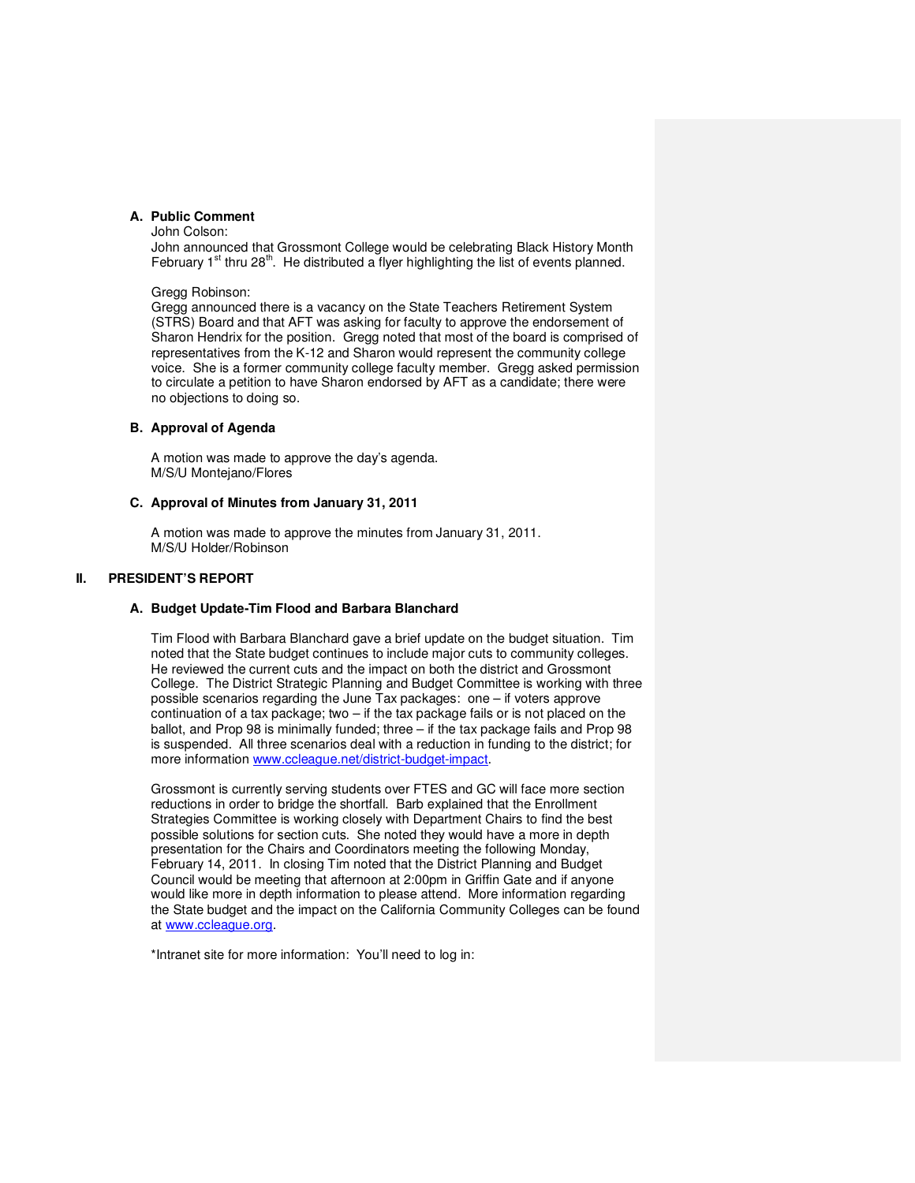### A. Public Comment

John Colson:
John announced that Grossmont College would be celebrating Black History Month February 1st thru 28th. He distributed a flyer highlighting the list of events planned.

Gregg Robinson:
Gregg announced there is a vacancy on the State Teachers Retirement System (STRS) Board and that AFT was asking for faculty to approve the endorsement of Sharon Hendrix for the position. Gregg noted that most of the board is comprised of representatives from the K-12 and Sharon would represent the community college voice. She is a former community college faculty member. Gregg asked permission to circulate a petition to have Sharon endorsed by AFT as a candidate; there were no objections to doing so.

### B. Approval of Agenda

A motion was made to approve the day's agenda.
M/S/U Montejano/Flores

### C. Approval of Minutes from January 31, 2011

A motion was made to approve the minutes from January 31, 2011.
M/S/U Holder/Robinson

## II. PRESIDENT'S REPORT

### A. Budget Update-Tim Flood and Barbara Blanchard

Tim Flood with Barbara Blanchard gave a brief update on the budget situation. Tim noted that the State budget continues to include major cuts to community colleges. He reviewed the current cuts and the impact on both the district and Grossmont College. The District Strategic Planning and Budget Committee is working with three possible scenarios regarding the June Tax packages: one – if voters approve continuation of a tax package; two – if the tax package fails or is not placed on the ballot, and Prop 98 is minimally funded; three – if the tax package fails and Prop 98 is suspended. All three scenarios deal with a reduction in funding to the district; for more information www.ccleague.net/district-budget-impact.

Grossmont is currently serving students over FTES and GC will face more section reductions in order to bridge the shortfall. Barb explained that the Enrollment Strategies Committee is working closely with Department Chairs to find the best possible solutions for section cuts. She noted they would have a more in depth presentation for the Chairs and Coordinators meeting the following Monday, February 14, 2011. In closing Tim noted that the District Planning and Budget Council would be meeting that afternoon at 2:00pm in Griffin Gate and if anyone would like more in depth information to please attend. More information regarding the State budget and the impact on the California Community Colleges can be found at www.ccleague.org.

*Intranet site for more information: You'll need to log in: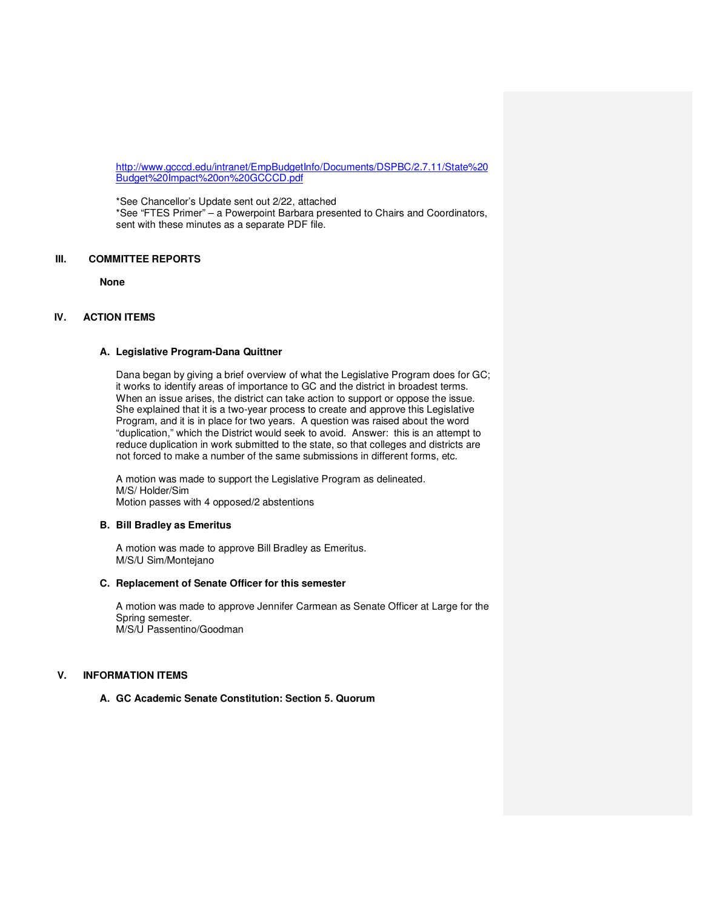http://www.gcccd.edu/intranet/EmpBudgetInfo/Documents/DSPBC/2.7.11/State%20Budget%20Impact%20on%20GCCCD.pdf

*See Chancellor's Update sent out 2/22, attached
*See "FTES Primer" – a Powerpoint Barbara presented to Chairs and Coordinators, sent with these minutes as a separate PDF file.

## III. COMMITTEE REPORTS

**None**

## IV. ACTION ITEMS

### A. Legislative Program-Dana Quittner

Dana began by giving a brief overview of what the Legislative Program does for GC; it works to identify areas of importance to GC and the district in broadest terms. When an issue arises, the district can take action to support or oppose the issue. She explained that it is a two-year process to create and approve this Legislative Program, and it is in place for two years. A question was raised about the word "duplication," which the District would seek to avoid. Answer: this is an attempt to reduce duplication in work submitted to the state, so that colleges and districts are not forced to make a number of the same submissions in different forms, etc.

A motion was made to support the Legislative Program as delineated.
M/S/ Holder/Sim
Motion passes with 4 opposed/2 abstentions

### B. Bill Bradley as Emeritus

A motion was made to approve Bill Bradley as Emeritus.
M/S/U Sim/Montejano

### C. Replacement of Senate Officer for this semester

A motion was made to approve Jennifer Carmean as Senate Officer at Large for the Spring semester.
M/S/U Passentino/Goodman

## V. INFORMATION ITEMS

### A. GC Academic Senate Constitution: Section 5. Quorum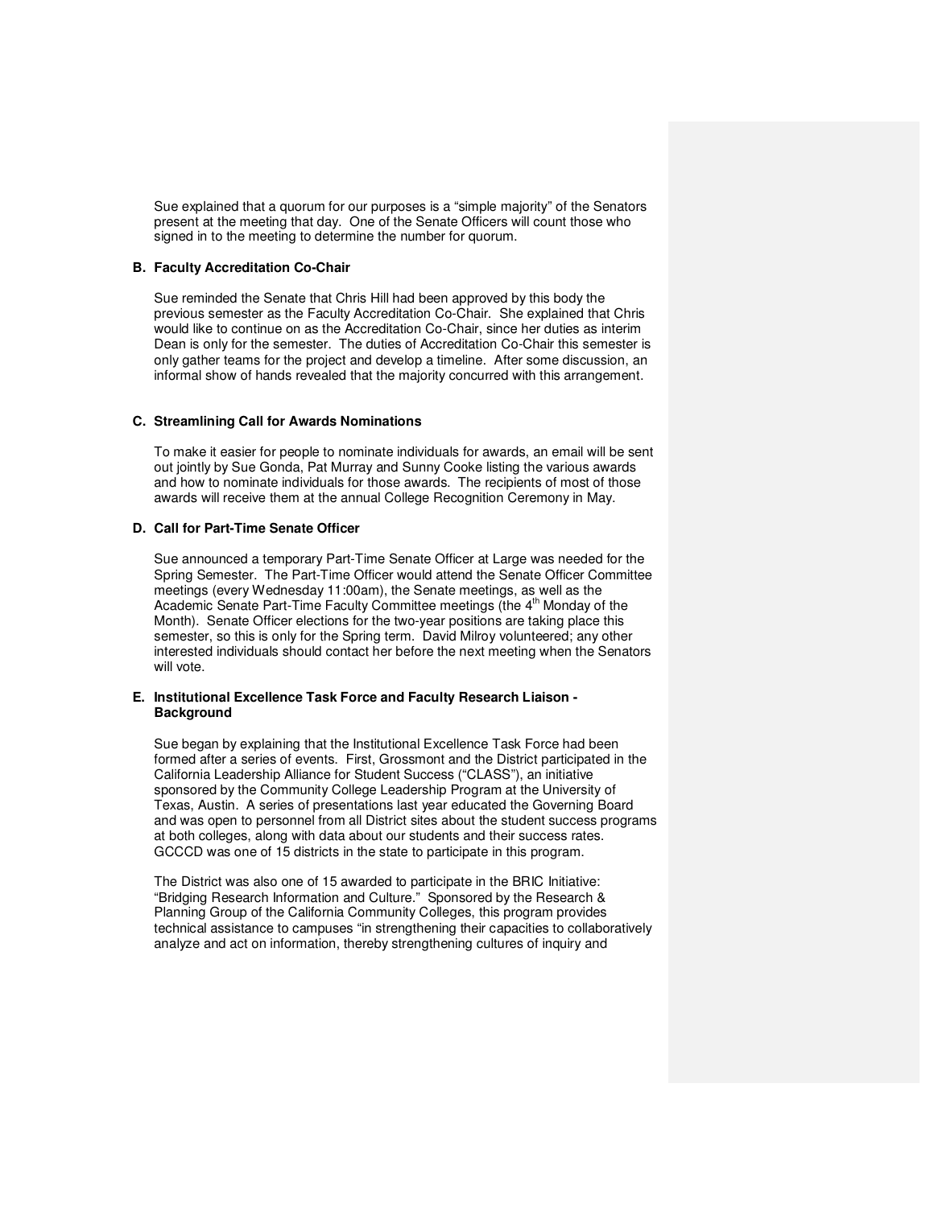Sue explained that a quorum for our purposes is a “simple majority” of the Senators present at the meeting that day. One of the Senate Officers will count those who signed in to the meeting to determine the number for quorum.

### B. Faculty Accreditation Co-Chair

Sue reminded the Senate that Chris Hill had been approved by this body the previous semester as the Faculty Accreditation Co-Chair. She explained that Chris would like to continue on as the Accreditation Co-Chair, since her duties as interim Dean is only for the semester. The duties of Accreditation Co-Chair this semester is only gather teams for the project and develop a timeline. After some discussion, an informal show of hands revealed that the majority concurred with this arrangement.

### C. Streamlining Call for Awards Nominations

To make it easier for people to nominate individuals for awards, an email will be sent out jointly by Sue Gonda, Pat Murray and Sunny Cooke listing the various awards and how to nominate individuals for those awards. The recipients of most of those awards will receive them at the annual College Recognition Ceremony in May.

### D. Call for Part-Time Senate Officer

Sue announced a temporary Part-Time Senate Officer at Large was needed for the Spring Semester. The Part-Time Officer would attend the Senate Officer Committee meetings (every Wednesday 11:00am), the Senate meetings, as well as the Academic Senate Part-Time Faculty Committee meetings (the 4th Monday of the Month). Senate Officer elections for the two-year positions are taking place this semester, so this is only for the Spring term. David Milroy volunteered; any other interested individuals should contact her before the next meeting when the Senators will vote.

### E. Institutional Excellence Task Force and Faculty Research Liaison - Background

Sue began by explaining that the Institutional Excellence Task Force had been formed after a series of events. First, Grossmont and the District participated in the California Leadership Alliance for Student Success (“CLASS”), an initiative sponsored by the Community College Leadership Program at the University of Texas, Austin. A series of presentations last year educated the Governing Board and was open to personnel from all District sites about the student success programs at both colleges, along with data about our students and their success rates. GCCCD was one of 15 districts in the state to participate in this program.

The District was also one of 15 awarded to participate in the BRIC Initiative: “Bridging Research Information and Culture.” Sponsored by the Research & Planning Group of the California Community Colleges, this program provides technical assistance to campuses “in strengthening their capacities to collaboratively analyze and act on information, thereby strengthening cultures of inquiry and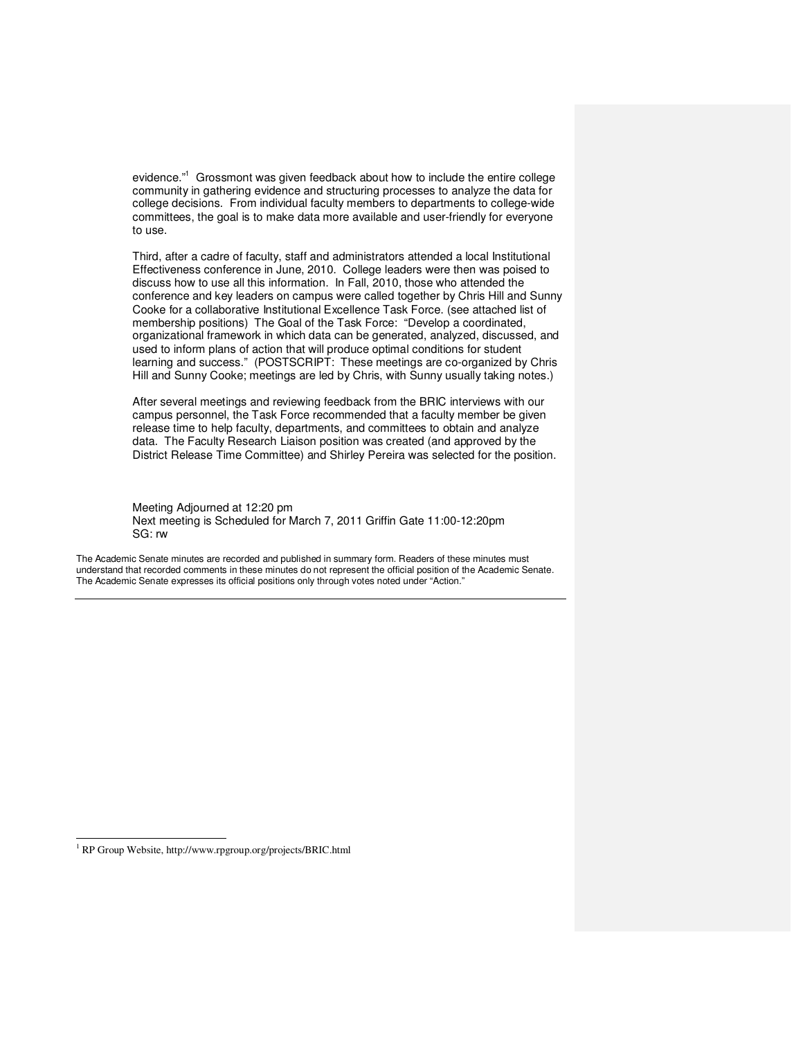evidence."[1] Grossmont was given feedback about how to include the entire college community in gathering evidence and structuring processes to analyze the data for college decisions. From individual faculty members to departments to college-wide committees, the goal is to make data more available and user-friendly for everyone to use.

Third, after a cadre of faculty, staff and administrators attended a local Institutional Effectiveness conference in June, 2010. College leaders were then was poised to discuss how to use all this information. In Fall, 2010, those who attended the conference and key leaders on campus were called together by Chris Hill and Sunny Cooke for a collaborative Institutional Excellence Task Force. (see attached list of membership positions) The Goal of the Task Force: "Develop a coordinated, organizational framework in which data can be generated, analyzed, discussed, and used to inform plans of action that will produce optimal conditions for student learning and success." (POSTSCRIPT: These meetings are co-organized by Chris Hill and Sunny Cooke; meetings are led by Chris, with Sunny usually taking notes.)

After several meetings and reviewing feedback from the BRIC interviews with our campus personnel, the Task Force recommended that a faculty member be given release time to help faculty, departments, and committees to obtain and analyze data. The Faculty Research Liaison position was created (and approved by the District Release Time Committee) and Shirley Pereira was selected for the position.

Meeting Adjourned at 12:20 pm
Next meeting is Scheduled for March 7, 2011 Griffin Gate 11:00-12:20pm
SG: rw

The Academic Senate minutes are recorded and published in summary form. Readers of these minutes must understand that recorded comments in these minutes do not represent the official position of the Academic Senate. The Academic Senate expresses its official positions only through votes noted under "Action."

---

[1] RP Group Website, http://www.rpgroup.org/projects/BRIC.html